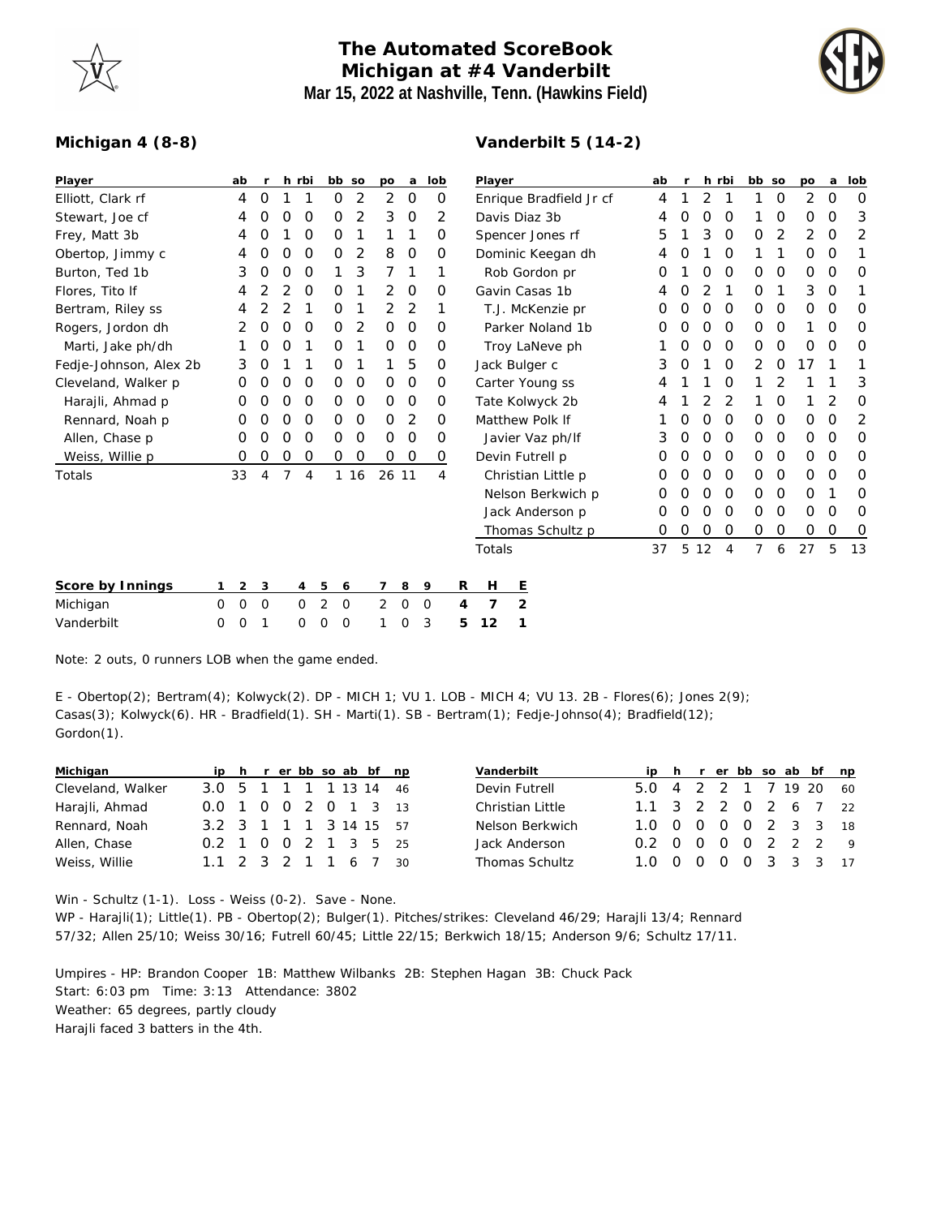# The Automated ScoreBook
## Michigan at #4 Vanderbilt
### Mar 15, 2022 at Nashville, Tenn. (Hawkins Field)

**Michigan 4 (8-8)**

| Player | ab | r | h | rbi | bb | so | po | a | lob |
|---|---|---|---|---|---|---|---|---|---|
| Elliott, Clark rf | 4 | 0 | 1 | 1 | 0 | 2 | 2 | 0 | 0 |
| Stewart, Joe cf | 4 | 0 | 0 | 0 | 0 | 2 | 3 | 0 | 2 |
| Frey, Matt 3b | 4 | 0 | 1 | 0 | 0 | 1 | 1 | 1 | 0 |
| Obertop, Jimmy c | 4 | 0 | 0 | 0 | 0 | 2 | 8 | 0 | 0 |
| Burton, Ted 1b | 3 | 0 | 0 | 0 | 1 | 3 | 7 | 1 | 1 |
| Flores, Tito lf | 4 | 2 | 2 | 0 | 0 | 1 | 2 | 0 | 0 |
| Bertram, Riley ss | 4 | 2 | 2 | 1 | 0 | 1 | 2 | 2 | 1 |
| Rogers, Jordon dh | 2 | 0 | 0 | 0 | 0 | 2 | 0 | 0 | 0 |
| Marti, Jake ph/dh | 1 | 0 | 0 | 1 | 0 | 1 | 0 | 0 | 0 |
| Fedje-Johnson, Alex 2b | 3 | 0 | 1 | 1 | 0 | 1 | 1 | 5 | 0 |
| Cleveland, Walker p | 0 | 0 | 0 | 0 | 0 | 0 | 0 | 0 | 0 |
| Harajli, Ahmad p | 0 | 0 | 0 | 0 | 0 | 0 | 0 | 0 | 0 |
| Rennard, Noah p | 0 | 0 | 0 | 0 | 0 | 0 | 0 | 2 | 0 |
| Allen, Chase p | 0 | 0 | 0 | 0 | 0 | 0 | 0 | 0 | 0 |
| Weiss, Willie p | 0 | 0 | 0 | 0 | 0 | 0 | 0 | 0 | 0 |
| Totals | 33 | 4 | 7 | 4 | 1 | 16 | 26 | 11 | 4 |

**Vanderbilt 5 (14-2)**

| Player | ab | r | h | rbi | bb | so | po | a | lob |
|---|---|---|---|---|---|---|---|---|---|
| Enrique Bradfield Jr cf | 4 | 1 | 2 | 1 | 1 | 0 | 2 | 0 | 0 |
| Davis Diaz 3b | 4 | 0 | 0 | 0 | 1 | 0 | 0 | 0 | 3 |
| Spencer Jones rf | 5 | 1 | 3 | 0 | 0 | 2 | 2 | 0 | 2 |
| Dominic Keegan dh | 4 | 0 | 1 | 0 | 1 | 1 | 0 | 0 | 1 |
| Rob Gordon pr | 0 | 1 | 0 | 0 | 0 | 0 | 0 | 0 | 0 |
| Gavin Casas 1b | 4 | 0 | 2 | 1 | 0 | 1 | 3 | 0 | 1 |
| T.J. McKenzie pr | 0 | 0 | 0 | 0 | 0 | 0 | 0 | 0 | 0 |
| Parker Noland 1b | 0 | 0 | 0 | 0 | 0 | 0 | 1 | 0 | 0 |
| Troy LaNeve ph | 1 | 0 | 0 | 0 | 0 | 0 | 0 | 0 | 0 |
| Jack Bulger c | 3 | 0 | 1 | 0 | 2 | 0 | 17 | 1 | 1 |
| Carter Young ss | 4 | 1 | 1 | 0 | 1 | 2 | 1 | 1 | 3 |
| Tate Kolwyck 2b | 4 | 1 | 2 | 2 | 1 | 0 | 1 | 2 | 0 |
| Matthew Polk lf | 1 | 0 | 0 | 0 | 0 | 0 | 0 | 0 | 2 |
| Javier Vaz ph/lf | 3 | 0 | 0 | 0 | 0 | 0 | 0 | 0 | 0 |
| Devin Futrell p | 0 | 0 | 0 | 0 | 0 | 0 | 0 | 0 | 0 |
| Christian Little p | 0 | 0 | 0 | 0 | 0 | 0 | 0 | 0 | 0 |
| Nelson Berkwich p | 0 | 0 | 0 | 0 | 0 | 0 | 0 | 1 | 0 |
| Jack Anderson p | 0 | 0 | 0 | 0 | 0 | 0 | 0 | 0 | 0 |
| Thomas Schultz p | 0 | 0 | 0 | 0 | 0 | 0 | 0 | 0 | 0 |
| Totals | 37 | 5 | 12 | 4 | 7 | 6 | 27 | 5 | 13 |

| Score by Innings | 1 | 2 | 3 | 4 | 5 | 6 | 7 | 8 | 9 | R | H | E |
|---|---|---|---|---|---|---|---|---|---|---|---|---|
| Michigan | 0 | 0 | 0 | 0 | 2 | 0 | 2 | 0 | 0 | 4 | 7 | 2 |
| Vanderbilt | 0 | 0 | 1 | 0 | 0 | 0 | 1 | 0 | 3 | 5 | 12 | 1 |

Note: 2 outs, 0 runners LOB when the game ended.

E - Obertop(2); Bertram(4); Kolwyck(2). DP - MICH 1; VU 1. LOB - MICH 4; VU 13. 2B - Flores(6); Jones 2(9); Casas(3); Kolwyck(6). HR - Bradfield(1). SH - Marti(1). SB - Bertram(1); Fedje-Johnso(4); Bradfield(12); Gordon(1).

| Michigan | ip | h | r | er | bb | so | ab | bf | np |
|---|---|---|---|---|---|---|---|---|---|
| Cleveland, Walker | 3.0 | 5 | 1 | 1 | 1 | 1 | 13 | 14 | 46 |
| Harajli, Ahmad | 0.0 | 1 | 0 | 0 | 2 | 0 | 1 | 3 | 13 |
| Rennard, Noah | 3.2 | 3 | 1 | 1 | 1 | 3 | 14 | 15 | 57 |
| Allen, Chase | 0.2 | 1 | 0 | 0 | 2 | 1 | 3 | 5 | 25 |
| Weiss, Willie | 1.1 | 2 | 3 | 2 | 1 | 1 | 6 | 7 | 30 |

| Vanderbilt | ip | h | r | er | bb | so | ab | bf | np |
|---|---|---|---|---|---|---|---|---|---|
| Devin Futrell | 5.0 | 4 | 2 | 2 | 1 | 7 | 19 | 20 | 60 |
| Christian Little | 1.1 | 3 | 2 | 2 | 0 | 2 | 6 | 7 | 22 |
| Nelson Berkwich | 1.0 | 0 | 0 | 0 | 0 | 2 | 3 | 3 | 18 |
| Jack Anderson | 0.2 | 0 | 0 | 0 | 0 | 2 | 2 | 2 | 9 |
| Thomas Schultz | 1.0 | 0 | 0 | 0 | 0 | 3 | 3 | 3 | 17 |

Win - Schultz (1-1). Loss - Weiss (0-2). Save - None.
WP - Harajli(1); Little(1). PB - Obertop(2); Bulger(1). Pitches/strikes: Cleveland 46/29; Harajli 13/4; Rennard 57/32; Allen 25/10; Weiss 30/16; Futrell 60/45; Little 22/15; Berkwich 18/15; Anderson 9/6; Schultz 17/11.

Umpires - HP: Brandon Cooper 1B: Matthew Wilbanks 2B: Stephen Hagan 3B: Chuck Pack
Start: 6:03 pm Time: 3:13 Attendance: 3802
Weather: 65 degrees, partly cloudy
Harajli faced 3 batters in the 4th.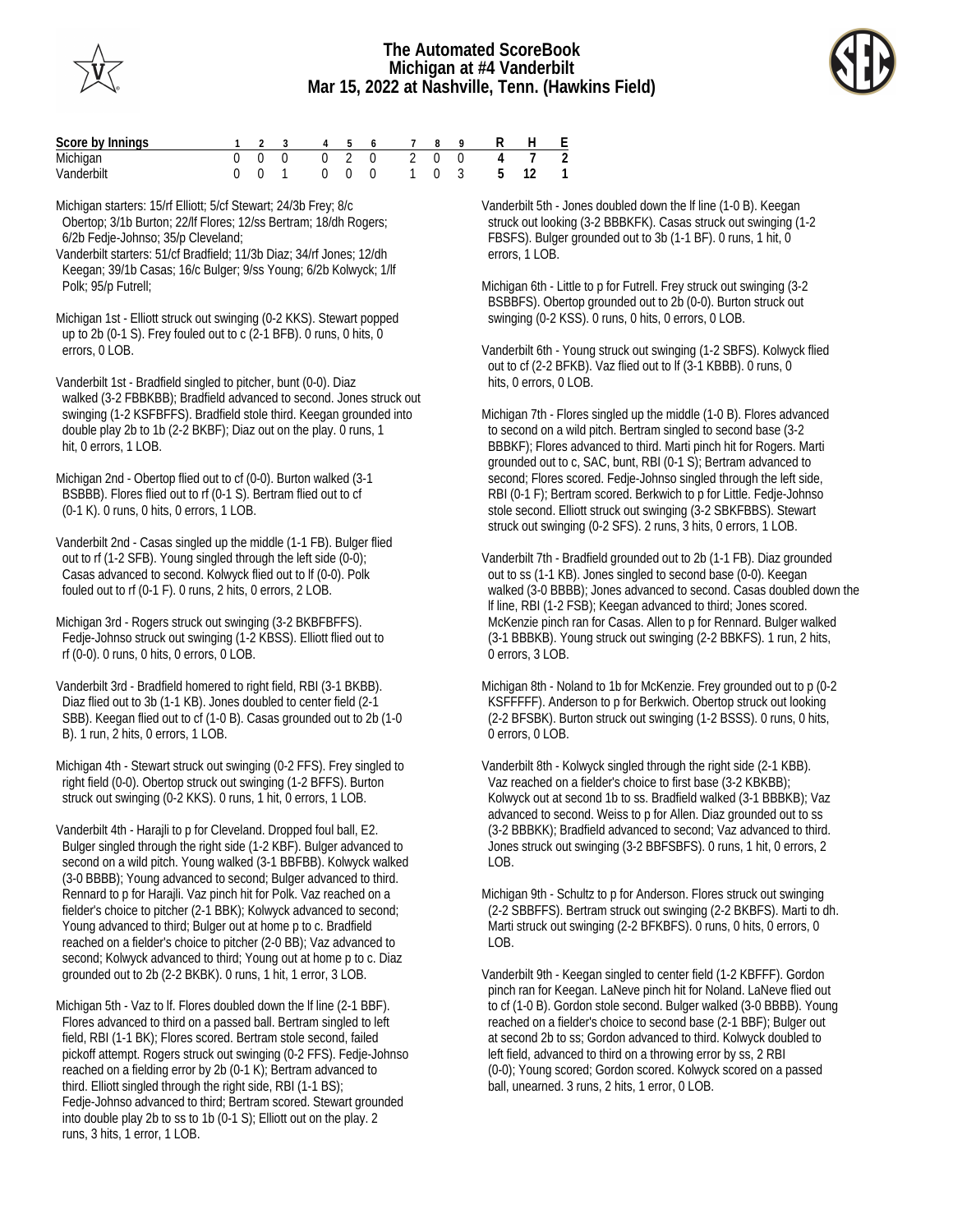# The Automated ScoreBook
## Michigan at #4 Vanderbilt
## Mar 15, 2022 at Nashville, Tenn. (Hawkins Field)

| Score by Innings | 1 | 2 | 3 | 4 | 5 | 6 | 7 | 8 | 9 | R | H | E |
|---|---|---|---|---|---|---|---|---|---|---|---|---|
| Michigan | 0 | 0 | 0 | 0 | 2 | 0 | 2 | 0 | 0 | 4 | 7 | 2 |
| Vanderbilt | 0 | 0 | 1 | 0 | 0 | 0 | 1 | 0 | 3 | 5 | 12 | 1 |

Michigan starters: 15/rf Elliott; 5/cf Stewart; 24/3b Frey; 8/c Obertop; 3/1b Burton; 22/lf Flores; 12/ss Bertram; 18/dh Rogers; 6/2b Fedje-Johnso; 35/p Cleveland;

Vanderbilt starters: 51/cf Bradfield; 11/3b Diaz; 34/rf Jones; 12/dh Keegan; 39/1b Casas; 16/c Bulger; 9/ss Young; 6/2b Kolwyck; 1/lf Polk; 95/p Futrell;

Michigan 1st - Elliott struck out swinging (0-2 KKS). Stewart popped up to 2b (0-1 S). Frey fouled out to c (2-1 BFB). 0 runs, 0 hits, 0 errors, 0 LOB.

Vanderbilt 1st - Bradfield singled to pitcher, bunt (0-0). Diaz walked (3-2 FBBKBB); Bradfield advanced to second. Jones struck out swinging (1-2 KSFBFFS). Bradfield stole third. Keegan grounded into double play 2b to 1b (2-2 BKBF); Diaz out on the play. 0 runs, 1 hit, 0 errors, 1 LOB.

Michigan 2nd - Obertop flied out to cf (0-0). Burton walked (3-1 BSBBB). Flores flied out to rf (0-1 S). Bertram flied out to cf (0-1 K). 0 runs, 0 hits, 0 errors, 1 LOB.

Vanderbilt 2nd - Casas singled up the middle (1-1 FB). Bulger flied out to rf (1-2 SFB). Young singled through the left side (0-0); Casas advanced to second. Kolwyck flied out to lf (0-0). Polk fouled out to rf (0-1 F). 0 runs, 2 hits, 0 errors, 2 LOB.

Michigan 3rd - Rogers struck out swinging (3-2 BKBFBFFS). Fedje-Johnso struck out swinging (1-2 KBSS). Elliott flied out to rf (0-0). 0 runs, 0 hits, 0 errors, 0 LOB.

Vanderbilt 3rd - Bradfield homered to right field, RBI (3-1 BKBB). Diaz flied out to 3b (1-1 KB). Jones doubled to center field (2-1 SBB). Keegan flied out to cf (1-0 B). Casas grounded out to 2b (1-0 B). 1 run, 2 hits, 0 errors, 1 LOB.

Michigan 4th - Stewart struck out swinging (0-2 FFS). Frey singled to right field (0-0). Obertop struck out swinging (1-2 BFFS). Burton struck out swinging (0-2 KKS). 0 runs, 1 hit, 0 errors, 1 LOB.

Vanderbilt 4th - Harajli to p for Cleveland. Dropped foul ball, E2. Bulger singled through the right side (1-2 KBF). Bulger advanced to second on a wild pitch. Young walked (3-1 BBFBB). Kolwyck walked (3-0 BBBB); Young advanced to second; Bulger advanced to third. Rennard to p for Harajli. Vaz pinch hit for Polk. Vaz reached on a fielder's choice to pitcher (2-1 BBK); Kolwyck advanced to second; Young advanced to third; Bulger out at home p to c. Bradfield reached on a fielder's choice to pitcher (2-0 BB); Vaz advanced to second; Kolwyck advanced to third; Young out at home p to c. Diaz grounded out to 2b (2-2 BKBK). 0 runs, 1 hit, 1 error, 3 LOB.

Michigan 5th - Vaz to lf. Flores doubled down the lf line (2-1 BBF). Flores advanced to third on a passed ball. Bertram singled to left field, RBI (1-1 BK); Flores scored. Bertram stole second, failed pickoff attempt. Rogers struck out swinging (0-2 FFS). Fedje-Johnso reached on a fielding error by 2b (0-1 K); Bertram advanced to third. Elliott singled through the right side, RBI (1-1 BS); Fedje-Johnso advanced to third; Bertram scored. Stewart grounded into double play 2b to ss to 1b (0-1 S); Elliott out on the play. 2 runs, 3 hits, 1 error, 1 LOB.

Vanderbilt 5th - Jones doubled down the lf line (1-0 B). Keegan struck out looking (3-2 BBBKFK). Casas struck out swinging (1-2 FBSFS). Bulger grounded out to 3b (1-1 BF). 0 runs, 1 hit, 0 errors, 1 LOB.

Michigan 6th - Little to p for Futrell. Frey struck out swinging (3-2 BSBBFS). Obertop grounded out to 2b (0-0). Burton struck out swinging (0-2 KSS). 0 runs, 0 hits, 0 errors, 0 LOB.

Vanderbilt 6th - Young struck out swinging (1-2 SBFS). Kolwyck flied out to cf (2-2 BFKB). Vaz flied out to lf (3-1 KBBB). 0 runs, 0 hits, 0 errors, 0 LOB.

Michigan 7th - Flores singled up the middle (1-0 B). Flores advanced to second on a wild pitch. Bertram singled to second base (3-2 BBBKF); Flores advanced to third. Marti pinch hit for Rogers. Marti grounded out to c, SAC, bunt, RBI (0-1 S); Bertram advanced to second; Flores scored. Fedje-Johnso singled through the left side, RBI (0-1 F); Bertram scored. Berkwich to p for Little. Fedje-Johnso stole second. Elliott struck out swinging (3-2 SBKFBBS). Stewart struck out swinging (0-2 SFS). 2 runs, 3 hits, 0 errors, 1 LOB.

Vanderbilt 7th - Bradfield grounded out to 2b (1-1 FB). Diaz grounded out to ss (1-1 KB). Jones singled to second base (0-0). Keegan walked (3-0 BBBB); Jones advanced to second. Casas doubled down the lf line, RBI (1-2 FSB); Keegan advanced to third; Jones scored. McKenzie pinch ran for Casas. Allen to p for Rennard. Bulger walked (3-1 BBBKB). Young struck out swinging (2-2 BBKFS). 1 run, 2 hits, 0 errors, 3 LOB.

Michigan 8th - Noland to 1b for McKenzie. Frey grounded out to p (0-2 KSFFFFF). Anderson to p for Berkwich. Obertop struck out looking (2-2 BFSBK). Burton struck out swinging (1-2 BSSS). 0 runs, 0 hits, 0 errors, 0 LOB.

Vanderbilt 8th - Kolwyck singled through the right side (2-1 KBB). Vaz reached on a fielder's choice to first base (3-2 KBKBB); Kolwyck out at second 1b to ss. Bradfield walked (3-1 BBBKB); Vaz advanced to second. Weiss to p for Allen. Diaz grounded out to ss (3-2 BBBKK); Bradfield advanced to second; Vaz advanced to third. Jones struck out swinging (3-2 BBFSBFS). 0 runs, 1 hit, 0 errors, 2 LOB.

Michigan 9th - Schultz to p for Anderson. Flores struck out swinging (2-2 SBBFS). Bertram struck out swinging (2-2 BKBFS). Marti to dh. Marti struck out swinging (2-2 BFKBFS). 0 runs, 0 hits, 0 errors, 0 LOB.

Vanderbilt 9th - Keegan singled to center field (1-2 KBFFF). Gordon pinch ran for Keegan. LaNeve pinch hit for Noland. LaNeve flied out to cf (1-0 B). Gordon stole second. Bulger walked (3-0 BBBB). Young reached on a fielder's choice to second base (2-1 BBF); Bulger out at second 2b to ss; Gordon advanced to third. Kolwyck doubled to left field, advanced to third on a throwing error by ss, 2 RBI (0-0); Young scored; Gordon scored. Kolwyck scored on a passed ball, unearned. 3 runs, 2 hits, 1 error, 0 LOB.